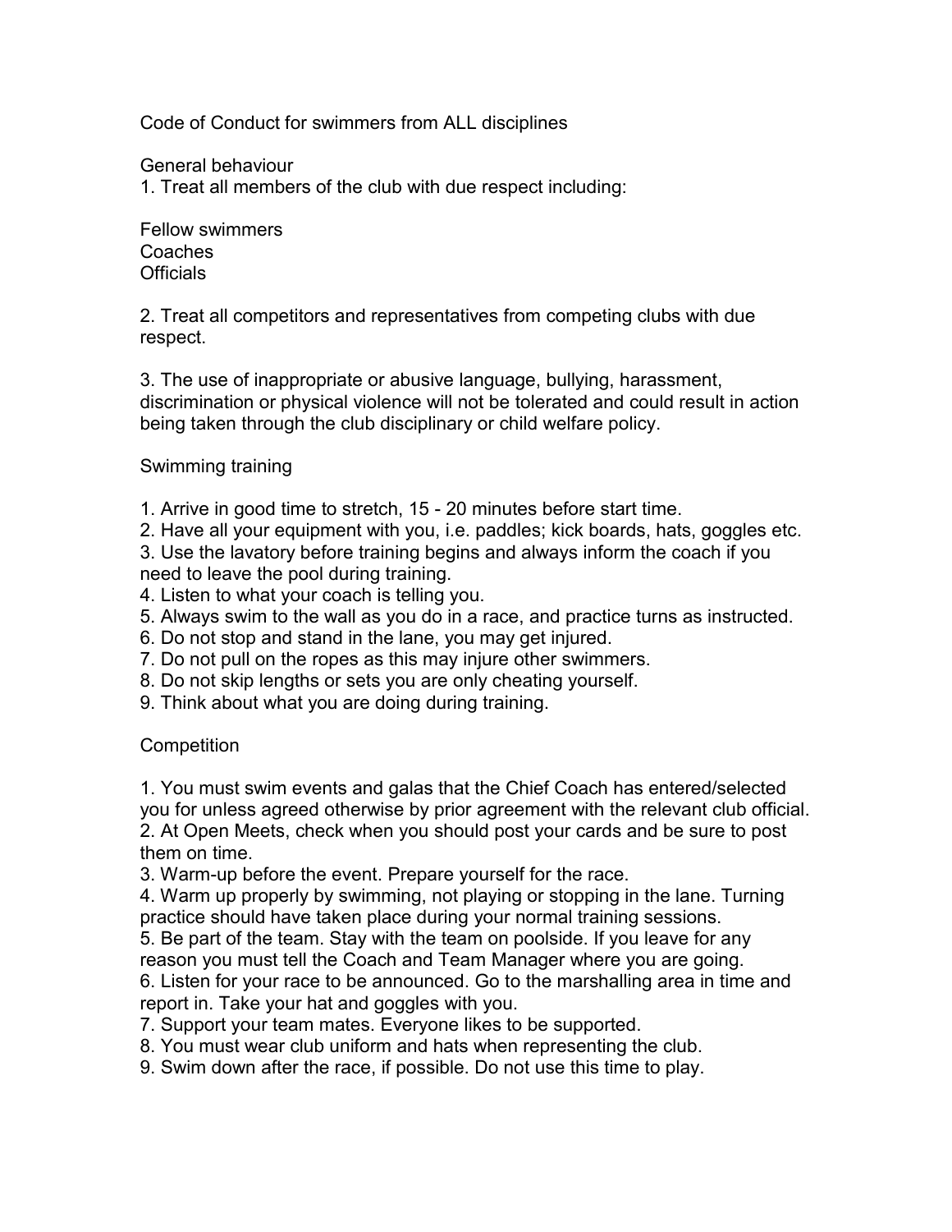# Code of Conduct for swimmers from ALL disciplines

## General behaviour

1. Treat all members of the club with due respect including:

Fellow swimmers
Coaches
Officials

2. Treat all competitors and representatives from competing clubs with due respect.

3. The use of inappropriate or abusive language, bullying, harassment, discrimination or physical violence will not be tolerated and could result in action being taken through the club disciplinary or child welfare policy.

## Swimming training

1. Arrive in good time to stretch, 15 - 20 minutes before start time.
2. Have all your equipment with you, i.e. paddles; kick boards, hats, goggles etc.
3. Use the lavatory before training begins and always inform the coach if you need to leave the pool during training.
4. Listen to what your coach is telling you.
5. Always swim to the wall as you do in a race, and practice turns as instructed.
6. Do not stop and stand in the lane, you may get injured.
7. Do not pull on the ropes as this may injure other swimmers.
8. Do not skip lengths or sets you are only cheating yourself.
9. Think about what you are doing during training.

## Competition

1. You must swim events and galas that the Chief Coach has entered/selected you for unless agreed otherwise by prior agreement with the relevant club official.
2. At Open Meets, check when you should post your cards and be sure to post them on time.
3. Warm-up before the event. Prepare yourself for the race.
4. Warm up properly by swimming, not playing or stopping in the lane. Turning practice should have taken place during your normal training sessions.
5. Be part of the team. Stay with the team on poolside. If you leave for any reason you must tell the Coach and Team Manager where you are going.
6. Listen for your race to be announced. Go to the marshalling area in time and report in. Take your hat and goggles with you.
7. Support your team mates. Everyone likes to be supported.
8. You must wear club uniform and hats when representing the club.
9. Swim down after the race, if possible. Do not use this time to play.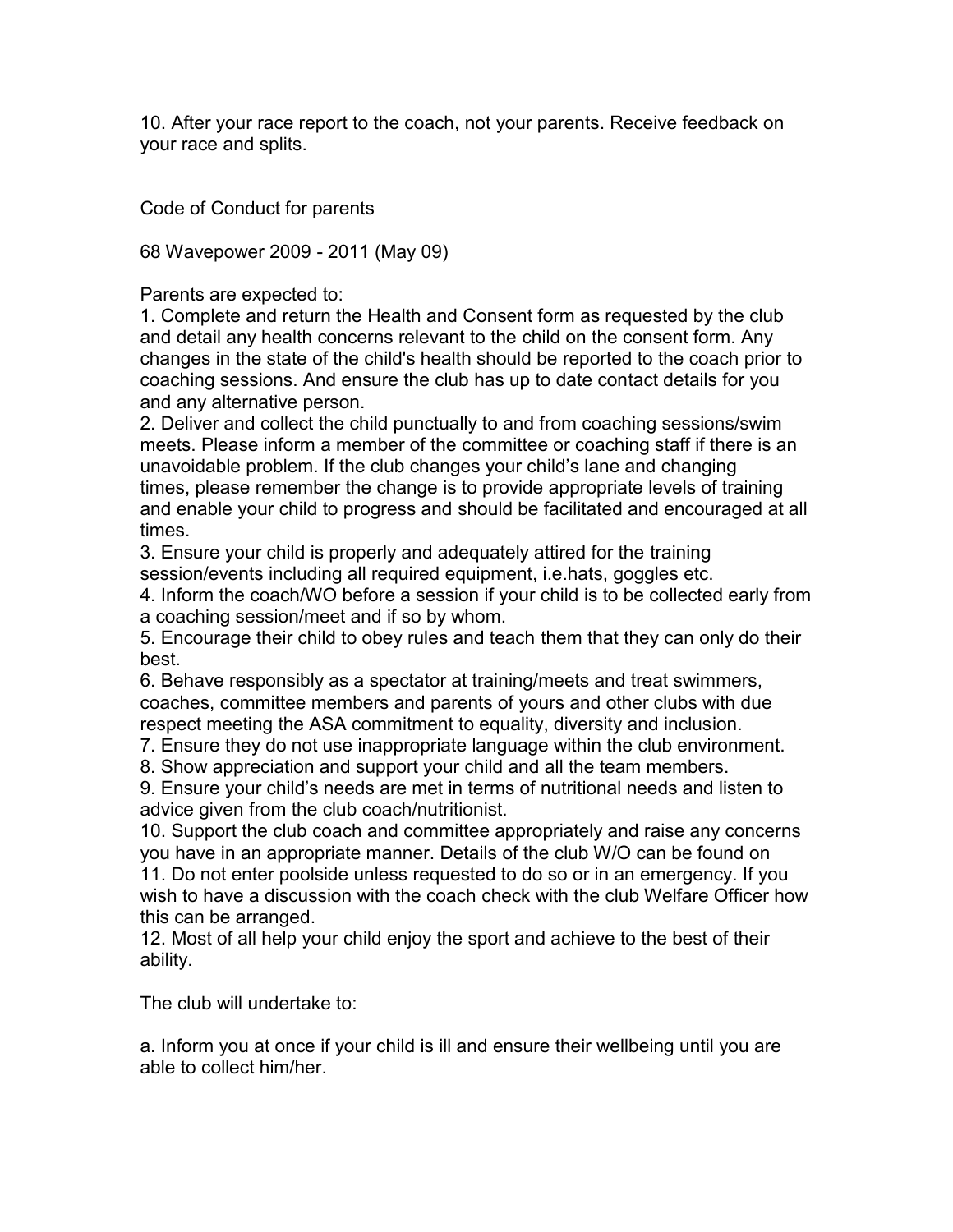10. After your race report to the coach, not your parents. Receive feedback on your race and splits.

## Code of Conduct for parents

Parents are expected to:

1. Complete and return the Health and Consent form as requested by the club and detail any health concerns relevant to the child on the consent form. Any changes in the state of the child's health should be reported to the coach prior to coaching sessions. And ensure the club has up to date contact details for you and any alternative person.
2. Deliver and collect the child punctually to and from coaching sessions/swim meets. Please inform a member of the committee or coaching staff if there is an unavoidable problem. If the club changes your child's lane and changing times, please remember the change is to provide appropriate levels of training and enable your child to progress and should be facilitated and encouraged at all times.
3. Ensure your child is properly and adequately attired for the training session/events including all required equipment, i.e.hats, goggles etc.
4. Inform the coach/WO before a session if your child is to be collected early from a coaching session/meet and if so by whom.
5. Encourage their child to obey rules and teach them that they can only do their best.
6. Behave responsibly as a spectator at training/meets and treat swimmers, coaches, committee members and parents of yours and other clubs with due respect meeting the ASA commitment to equality, diversity and inclusion.
7. Ensure they do not use inappropriate language within the club environment.
8. Show appreciation and support your child and all the team members.
9. Ensure your child's needs are met in terms of nutritional needs and listen to advice given from the club coach/nutritionist.
10. Support the club coach and committee appropriately and raise any concerns you have in an appropriate manner. Details of the club W/O can be found on
11. Do not enter poolside unless requested to do so or in an emergency. If you wish to have a discussion with the coach check with the club Welfare Officer how this can be arranged.
12. Most of all help your child enjoy the sport and achieve to the best of their ability.

The club will undertake to:

a. Inform you at once if your child is ill and ensure their wellbeing until you are able to collect him/her.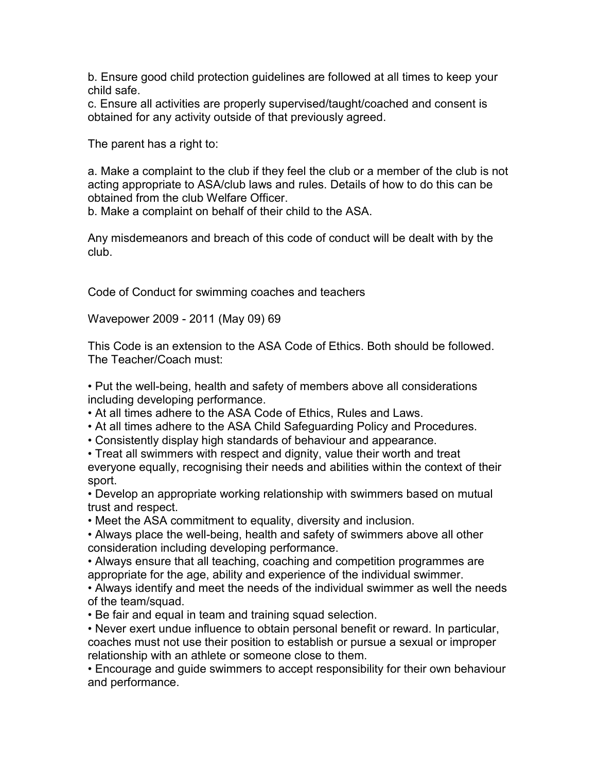b. Ensure good child protection guidelines are followed at all times to keep your child safe.
c. Ensure all activities are properly supervised/taught/coached and consent is obtained for any activity outside of that previously agreed.

The parent has a right to:

a. Make a complaint to the club if they feel the club or a member of the club is not acting appropriate to ASA/club laws and rules. Details of how to do this can be obtained from the club Welfare Officer.
b. Make a complaint on behalf of their child to the ASA.

Any misdemeanors and breach of this code of conduct will be dealt with by the club.

## Code of Conduct for swimming coaches and teachers

Wavepower 2009 - 2011 (May 09) 69

This Code is an extension to the ASA Code of Ethics. Both should be followed.
The Teacher/Coach must:

- Put the well-being, health and safety of members above all considerations including developing performance.
- At all times adhere to the ASA Code of Ethics, Rules and Laws.
- At all times adhere to the ASA Child Safeguarding Policy and Procedures.
- Consistently display high standards of behaviour and appearance.
- Treat all swimmers with respect and dignity, value their worth and treat everyone equally, recognising their needs and abilities within the context of their sport.
- Develop an appropriate working relationship with swimmers based on mutual trust and respect.
- Meet the ASA commitment to equality, diversity and inclusion.
- Always place the well-being, health and safety of swimmers above all other consideration including developing performance.
- Always ensure that all teaching, coaching and competition programmes are appropriate for the age, ability and experience of the individual swimmer.
- Always identify and meet the needs of the individual swimmer as well the needs of the team/squad.
- Be fair and equal in team and training squad selection.
- Never exert undue influence to obtain personal benefit or reward. In particular, coaches must not use their position to establish or pursue a sexual or improper relationship with an athlete or someone close to them.
- Encourage and guide swimmers to accept responsibility for their own behaviour and performance.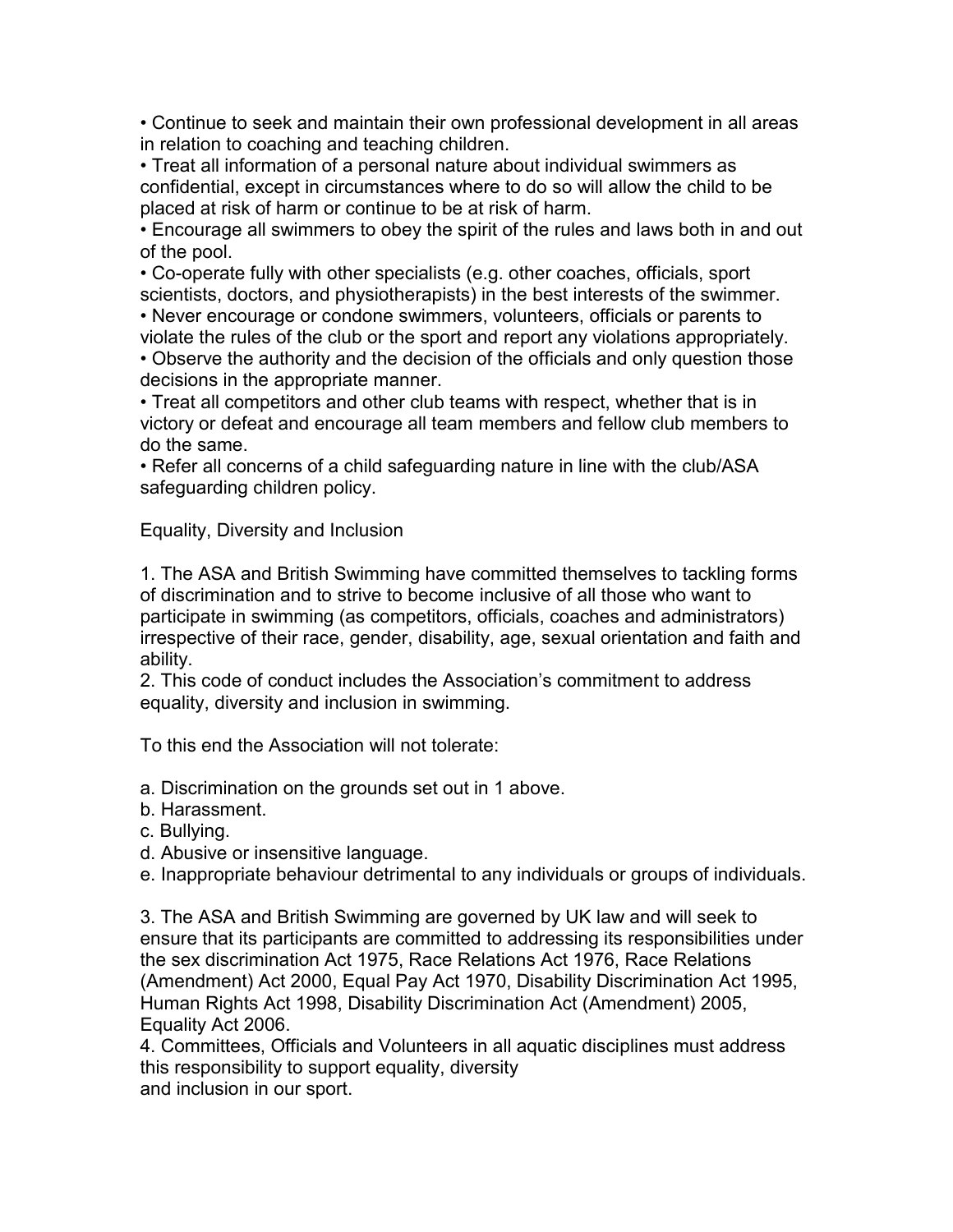- Continue to seek and maintain their own professional development in all areas in relation to coaching and teaching children.
- Treat all information of a personal nature about individual swimmers as confidential, except in circumstances where to do so will allow the child to be placed at risk of harm or continue to be at risk of harm.
- Encourage all swimmers to obey the spirit of the rules and laws both in and out of the pool.
- Co-operate fully with other specialists (e.g. other coaches, officials, sport scientists, doctors, and physiotherapists) in the best interests of the swimmer.
- Never encourage or condone swimmers, volunteers, officials or parents to violate the rules of the club or the sport and report any violations appropriately.
- Observe the authority and the decision of the officials and only question those decisions in the appropriate manner.
- Treat all competitors and other club teams with respect, whether that is in victory or defeat and encourage all team members and fellow club members to do the same.
- Refer all concerns of a child safeguarding nature in line with the club/ASA safeguarding children policy.

## Equality, Diversity and Inclusion

1. The ASA and British Swimming have committed themselves to tackling forms of discrimination and to strive to become inclusive of all those who want to participate in swimming (as competitors, officials, coaches and administrators) irrespective of their race, gender, disability, age, sexual orientation and faith and ability.
2. This code of conduct includes the Association's commitment to address equality, diversity and inclusion in swimming.

To this end the Association will not tolerate:

a. Discrimination on the grounds set out in 1 above.
b. Harassment.
c. Bullying.
d. Abusive or insensitive language.
e. Inappropriate behaviour detrimental to any individuals or groups of individuals.

3. The ASA and British Swimming are governed by UK law and will seek to ensure that its participants are committed to addressing its responsibilities under the sex discrimination Act 1975, Race Relations Act 1976, Race Relations (Amendment) Act 2000, Equal Pay Act 1970, Disability Discrimination Act 1995, Human Rights Act 1998, Disability Discrimination Act (Amendment) 2005, Equality Act 2006.
4. Committees, Officials and Volunteers in all aquatic disciplines must address this responsibility to support equality, diversity and inclusion in our sport.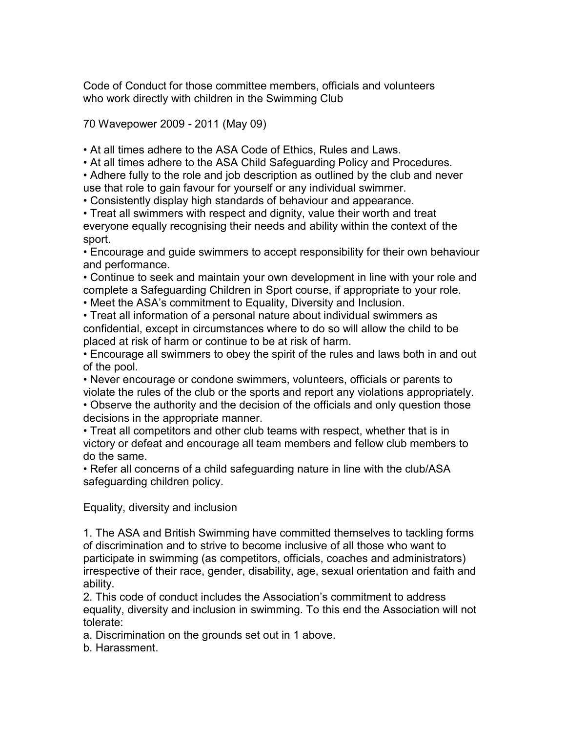Code of Conduct for those committee members, officials and volunteers who work directly with children in the Swimming Club

70 Wavepower 2009 - 2011 (May 09)

- At all times adhere to the ASA Code of Ethics, Rules and Laws.
- At all times adhere to the ASA Child Safeguarding Policy and Procedures.
- Adhere fully to the role and job description as outlined by the club and never use that role to gain favour for yourself or any individual swimmer.
- Consistently display high standards of behaviour and appearance.
- Treat all swimmers with respect and dignity, value their worth and treat everyone equally recognising their needs and ability within the context of the sport.
- Encourage and guide swimmers to accept responsibility for their own behaviour and performance.
- Continue to seek and maintain your own development in line with your role and complete a Safeguarding Children in Sport course, if appropriate to your role.
- Meet the ASA's commitment to Equality, Diversity and Inclusion.
- Treat all information of a personal nature about individual swimmers as confidential, except in circumstances where to do so will allow the child to be placed at risk of harm or continue to be at risk of harm.
- Encourage all swimmers to obey the spirit of the rules and laws both in and out of the pool.
- Never encourage or condone swimmers, volunteers, officials or parents to violate the rules of the club or the sports and report any violations appropriately.
- Observe the authority and the decision of the officials and only question those decisions in the appropriate manner.
- Treat all competitors and other club teams with respect, whether that is in victory or defeat and encourage all team members and fellow club members to do the same.
- Refer all concerns of a child safeguarding nature in line with the club/ASA safeguarding children policy.

Equality, diversity and inclusion

1. The ASA and British Swimming have committed themselves to tackling forms of discrimination and to strive to become inclusive of all those who want to participate in swimming (as competitors, officials, coaches and administrators) irrespective of their race, gender, disability, age, sexual orientation and faith and ability.
2. This code of conduct includes the Association's commitment to address equality, diversity and inclusion in swimming. To this end the Association will not tolerate:

a. Discrimination on the grounds set out in 1 above.
b. Harassment.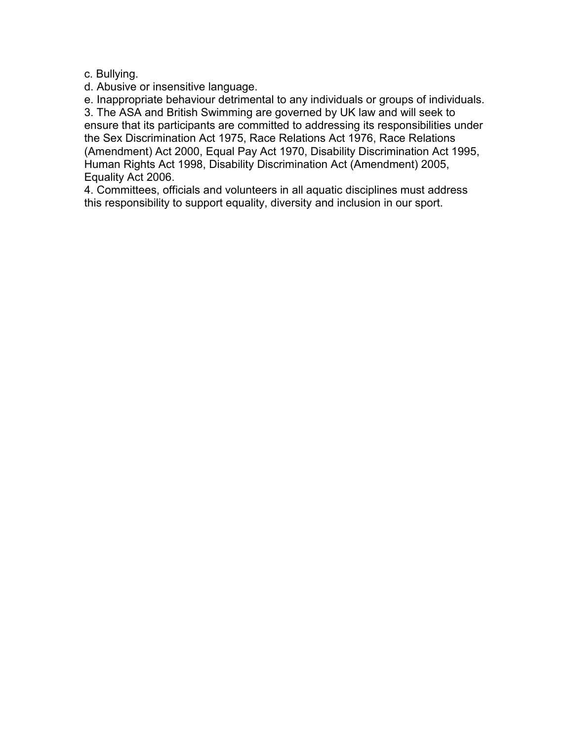c. Bullying.

d. Abusive or insensitive language.

e. Inappropriate behaviour detrimental to any individuals or groups of individuals.

3. The ASA and British Swimming are governed by UK law and will seek to ensure that its participants are committed to addressing its responsibilities under the Sex Discrimination Act 1975, Race Relations Act 1976, Race Relations (Amendment) Act 2000, Equal Pay Act 1970, Disability Discrimination Act 1995, Human Rights Act 1998, Disability Discrimination Act (Amendment) 2005, Equality Act 2006.

4. Committees, officials and volunteers in all aquatic disciplines must address this responsibility to support equality, diversity and inclusion in our sport.